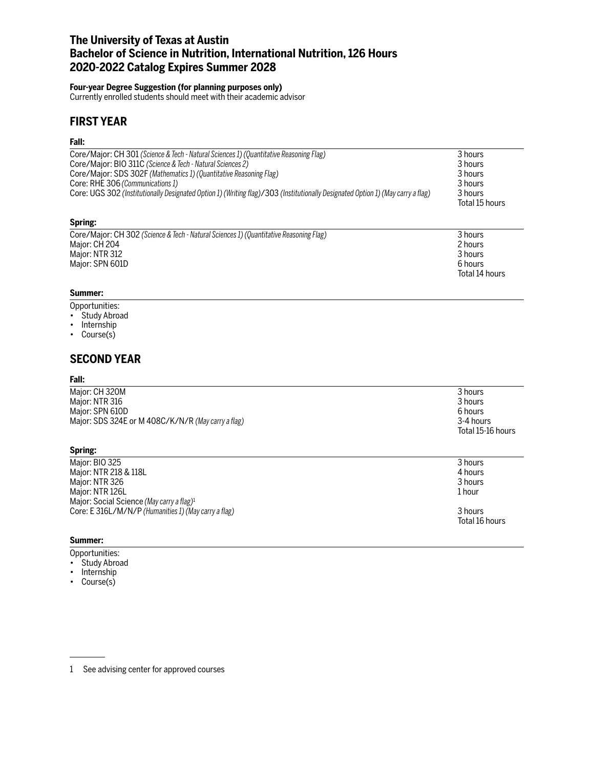# The University of Texas at Austin
# Bachelor of Science in Nutrition, International Nutrition, 126 Hours
# 2020-2022 Catalog Expires Summer 2028

**Four-year Degree Suggestion (for planning purposes only)**
Currently enrolled students should meet with their academic advisor

## FIRST YEAR

### Fall:

| | |
|---|---|
| Core/Major: CH 301 *(Science & Tech - Natural Sciences 1) (Quantitative Reasoning Flag)* | 3 hours |
| Core/Major: BIO 311C *(Science & Tech - Natural Sciences 2)* | 3 hours |
| Core/Major: SDS 302F *(Mathematics 1) (Quantitative Reasoning Flag)* | 3 hours |
| Core: RHE 306 *(Communications 1)* | 3 hours |
| Core: UGS 302 *(Institutionally Designated Option 1) (Writing flag)*/303 *(Institutionally Designated Option 1) (May carry a flag)* | 3 hours |
| | Total 15 hours |

### Spring:

| | |
|---|---|
| Core/Major: CH 302 *(Science & Tech - Natural Sciences 1) (Quantitative Reasoning Flag)* | 3 hours |
| Major: CH 204 | 2 hours |
| Major: NTR 312 | 3 hours |
| Major: SPN 601D | 6 hours |
| | Total 14 hours |

### Summer:

Opportunities:
- Study Abroad
- Internship
- Course(s)

## SECOND YEAR

### Fall:

| | |
|---|---|
| Major: CH 320M | 3 hours |
| Major: NTR 316 | 3 hours |
| Major: SPN 610D | 6 hours |
| Major: SDS 324E or M 408C/K/N/R *(May carry a flag)* | 3-4 hours |
| | Total 15-16 hours |

### Spring:

| | |
|---|---|
| Major: BIO 325 | 3 hours |
| Major: NTR 218 & 118L | 4 hours |
| Major: NTR 326 | 3 hours |
| Major: NTR 126L | 1 hour |
| Major: Social Science *(May carry a flag)*[1] | |
| Core: E 316L/M/N/P *(Humanities 1) (May carry a flag)* | 3 hours |
| | Total 16 hours |

### Summer:

Opportunities:
- Study Abroad
- Internship
- Course(s)

---

1 See advising center for approved courses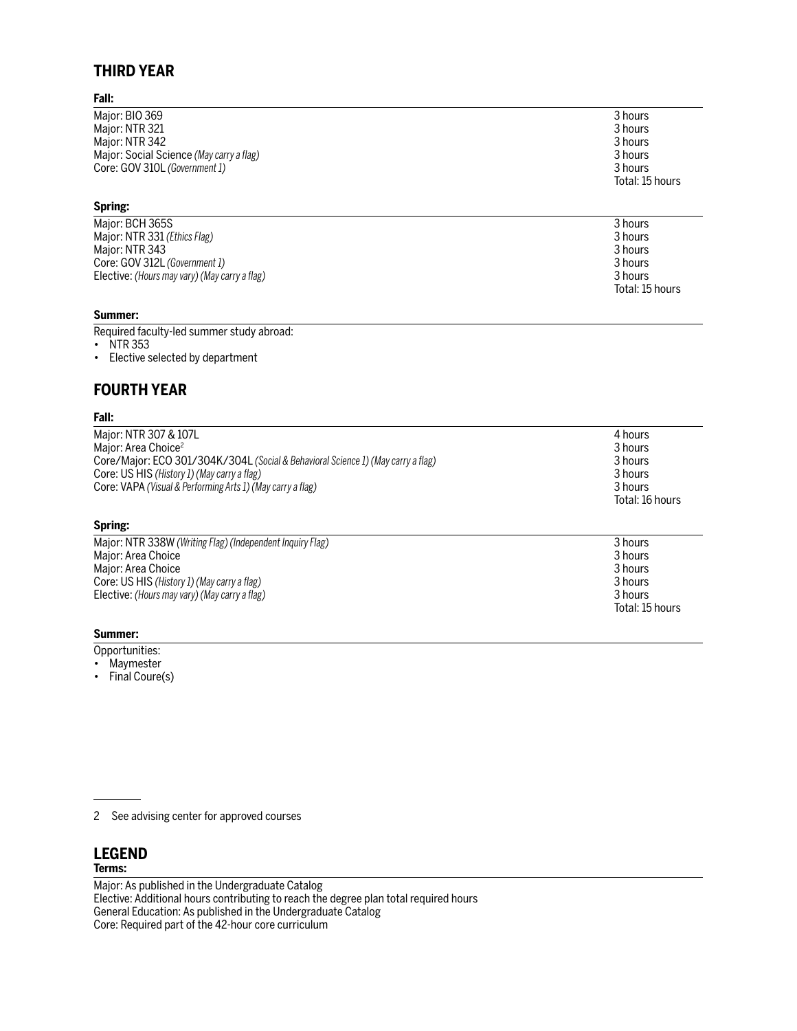## THIRD YEAR

**Fall:**

| | |
|---|---|
| Major: BIO 369 | 3 hours |
| Major: NTR 321 | 3 hours |
| Major: NTR 342 | 3 hours |
| Major: Social Science *(May carry a flag)* | 3 hours |
| Core: GOV 310L *(Government 1)* | 3 hours |
| | Total: 15 hours |

**Spring:**

| | |
|---|---|
| Major: BCH 365S | 3 hours |
| Major: NTR 331 *(Ethics Flag)* | 3 hours |
| Major: NTR 343 | 3 hours |
| Core: GOV 312L *(Government 1)* | 3 hours |
| Elective: *(Hours may vary) (May carry a flag)* | 3 hours |
| | Total: 15 hours |

**Summer:**

Required faculty-led summer study abroad:

- NTR 353
- Elective selected by department

## FOURTH YEAR

**Fall:**

| | |
|---|---|
| Major: NTR 307 & 107L | 4 hours |
| Major: Area Choice[2] | 3 hours |
| Core/Major: ECO 301/304K/304L *(Social & Behavioral Science 1) (May carry a flag)* | 3 hours |
| Core: US HIS *(History 1) (May carry a flag)* | 3 hours |
| Core: VAPA *(Visual & Performing Arts 1) (May carry a flag)* | 3 hours |
| | Total: 16 hours |

**Spring:**

| | |
|---|---|
| Major: NTR 338W *(Writing Flag) (Independent Inquiry Flag)* | 3 hours |
| Major: Area Choice | 3 hours |
| Major: Area Choice | 3 hours |
| Core: US HIS *(History 1) (May carry a flag)* | 3 hours |
| Elective: *(Hours may vary) (May carry a flag)* | 3 hours |
| | Total: 15 hours |

**Summer:**

Opportunities:

- Maymester
- Final Coure(s)

2 See advising center for approved courses

## LEGEND

**Terms:**

Major: As published in the Undergraduate Catalog
Elective: Additional hours contributing to reach the degree plan total required hours
General Education: As published in the Undergraduate Catalog
Core: Required part of the 42-hour core curriculum